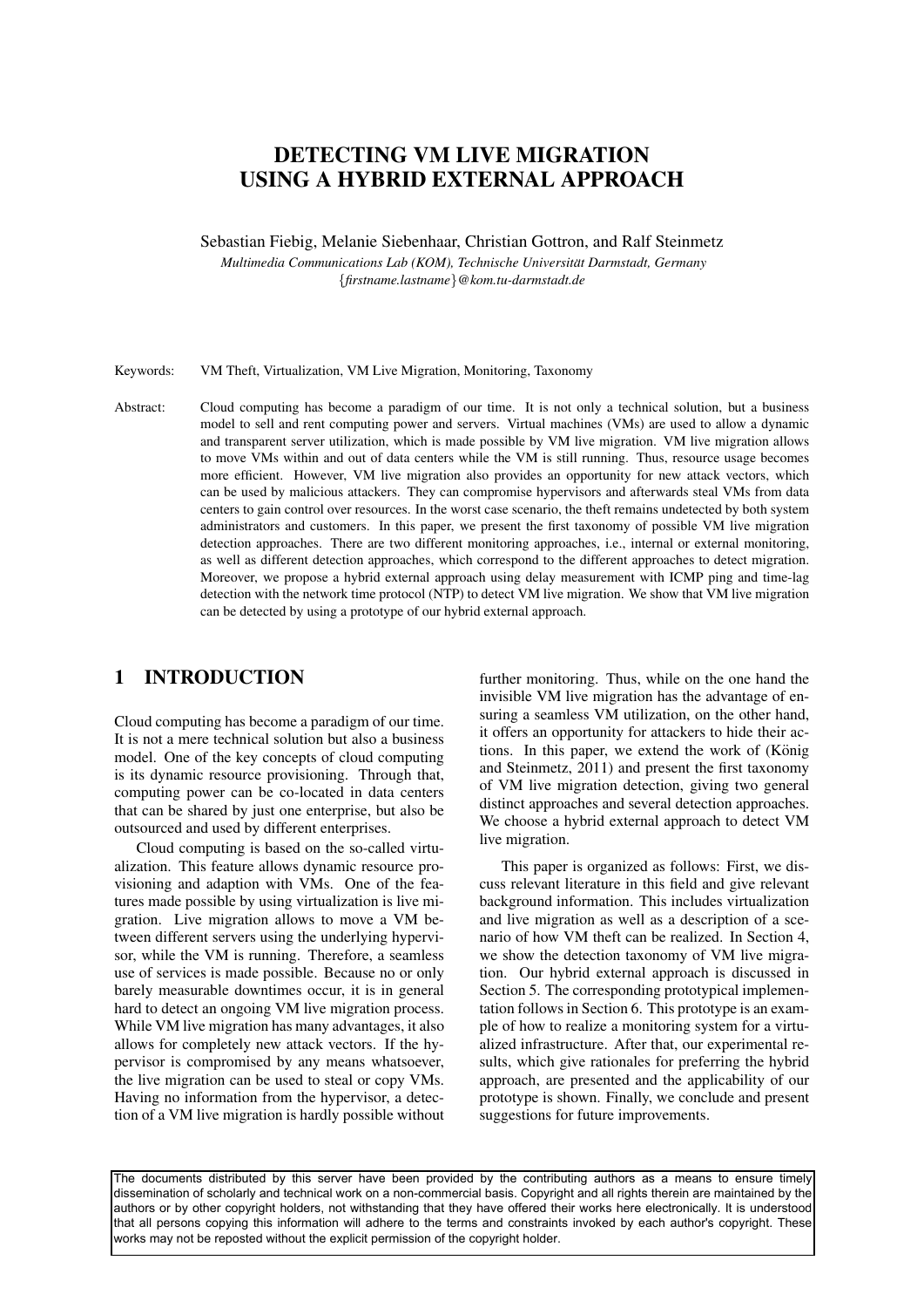# DETECTING VM LIVE MIGRATION USING A HYBRID EXTERNAL APPROACH

Sebastian Fiebig, Melanie Siebenhaar, Christian Gottron, and Ralf Steinmetz

*Multimedia Communications Lab (KOM), Technische Universität Darmstadt, Germany*
*{firstname.lastname}@kom.tu-darmstadt.de*

Keywords: VM Theft, Virtualization, VM Live Migration, Monitoring, Taxonomy

Abstract: Cloud computing has become a paradigm of our time. It is not only a technical solution, but a business model to sell and rent computing power and servers. Virtual machines (VMs) are used to allow a dynamic and transparent server utilization, which is made possible by VM live migration. VM live migration allows to move VMs within and out of data centers while the VM is still running. Thus, resource usage becomes more efficient. However, VM live migration also provides an opportunity for new attack vectors, which can be used by malicious attackers. They can compromise hypervisors and afterwards steal VMs from data centers to gain control over resources. In the worst case scenario, the theft remains undetected by both system administrators and customers. In this paper, we present the first taxonomy of possible VM live migration detection approaches. There are two different monitoring approaches, i.e., internal or external monitoring, as well as different detection approaches, which correspond to the different approaches to detect migration. Moreover, we propose a hybrid external approach using delay measurement with ICMP ping and time-lag detection with the network time protocol (NTP) to detect VM live migration. We show that VM live migration can be detected by using a prototype of our hybrid external approach.

## 1 INTRODUCTION

Cloud computing has become a paradigm of our time. It is not a mere technical solution but also a business model. One of the key concepts of cloud computing is its dynamic resource provisioning. Through that, computing power can be co-located in data centers that can be shared by just one enterprise, but also be outsourced and used by different enterprises.

Cloud computing is based on the so-called virtualization. This feature allows dynamic resource provisioning and adaption with VMs. One of the features made possible by using virtualization is live migration. Live migration allows to move a VM between different servers using the underlying hypervisor, while the VM is running. Therefore, a seamless use of services is made possible. Because no or only barely measurable downtimes occur, it is in general hard to detect an ongoing VM live migration process. While VM live migration has many advantages, it also allows for completely new attack vectors. If the hypervisor is compromised by any means whatsoever, the live migration can be used to steal or copy VMs. Having no information from the hypervisor, a detection of a VM live migration is hardly possible without further monitoring. Thus, while on the one hand the invisible VM live migration has the advantage of ensuring a seamless VM utilization, on the other hand, it offers an opportunity for attackers to hide their actions. In this paper, we extend the work of (König and Steinmetz, 2011) and present the first taxonomy of VM live migration detection, giving two general distinct approaches and several detection approaches. We choose a hybrid external approach to detect VM live migration.

This paper is organized as follows: First, we discuss relevant literature in this field and give relevant background information. This includes virtualization and live migration as well as a description of a scenario of how VM theft can be realized. In Section 4, we show the detection taxonomy of VM live migration. Our hybrid external approach is discussed in Section 5. The corresponding prototypical implementation follows in Section 6. This prototype is an example of how to realize a monitoring system for a virtualized infrastructure. After that, our experimental results, which give rationales for preferring the hybrid approach, are presented and the applicability of our prototype is shown. Finally, we conclude and present suggestions for future improvements.

The documents distributed by this server have been provided by the contributing authors as a means to ensure timely dissemination of scholarly and technical work on a non-commercial basis. Copyright and all rights therein are maintained by the authors or by other copyright holders, not withstanding that they have offered their works here electronically. It is understood that all persons copying this information will adhere to the terms and constraints invoked by each author's copyright. These works may not be reposted without the explicit permission of the copyright holder.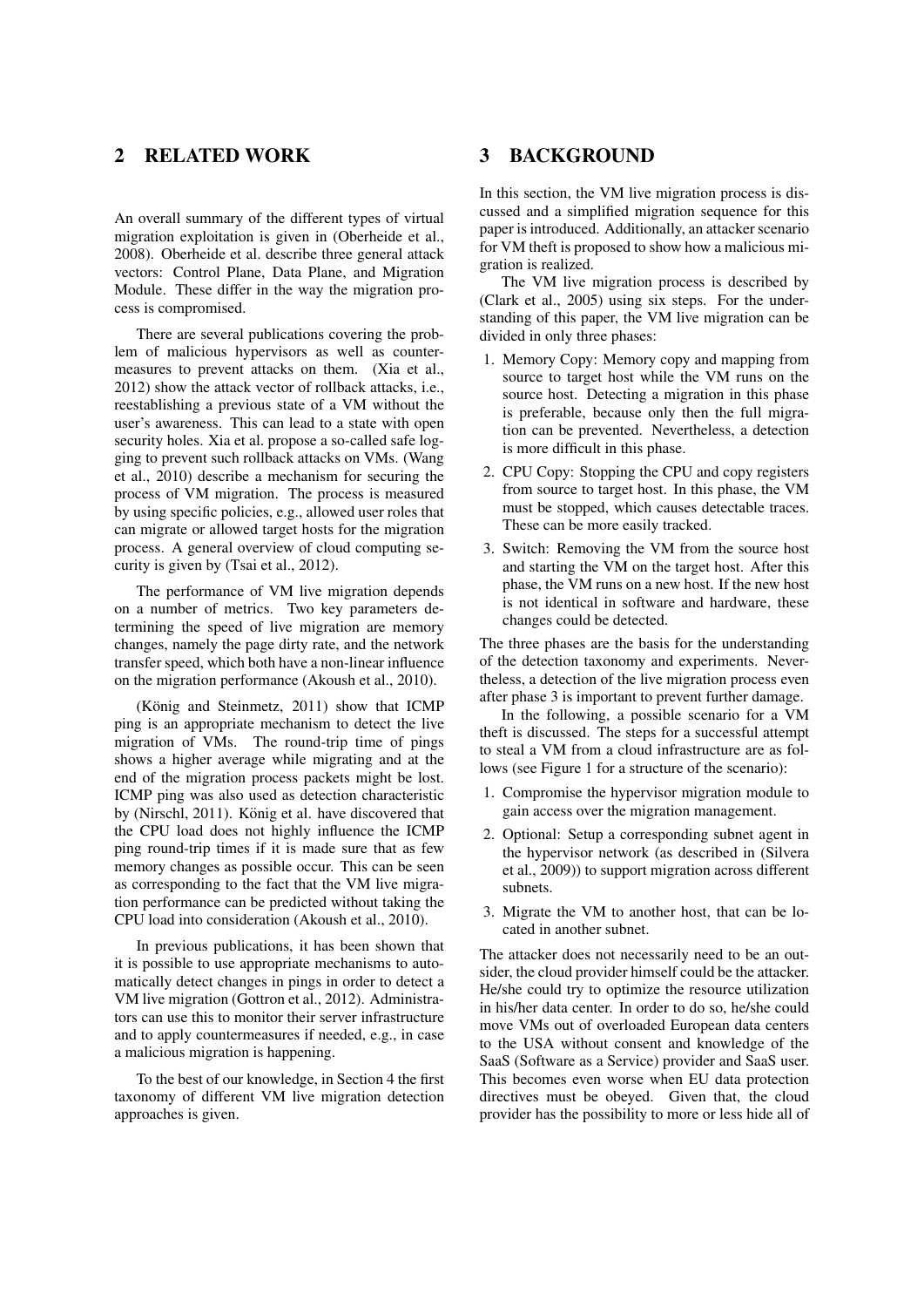## 2 RELATED WORK

An overall summary of the different types of virtual migration exploitation is given in (Oberheide et al., 2008). Oberheide et al. describe three general attack vectors: Control Plane, Data Plane, and Migration Module. These differ in the way the migration process is compromised.

There are several publications covering the problem of malicious hypervisors as well as countermeasures to prevent attacks on them. (Xia et al., 2012) show the attack vector of rollback attacks, i.e., reestablishing a previous state of a VM without the user's awareness. This can lead to a state with open security holes. Xia et al. propose a so-called safe logging to prevent such rollback attacks on VMs. (Wang et al., 2010) describe a mechanism for securing the process of VM migration. The process is measured by using specific policies, e.g., allowed user roles that can migrate or allowed target hosts for the migration process. A general overview of cloud computing security is given by (Tsai et al., 2012).

The performance of VM live migration depends on a number of metrics. Two key parameters determining the speed of live migration are memory changes, namely the page dirty rate, and the network transfer speed, which both have a non-linear influence on the migration performance (Akoush et al., 2010).

(König and Steinmetz, 2011) show that ICMP ping is an appropriate mechanism to detect the live migration of VMs. The round-trip time of pings shows a higher average while migrating and at the end of the migration process packets might be lost. ICMP ping was also used as detection characteristic by (Nirschl, 2011). König et al. have discovered that the CPU load does not highly influence the ICMP ping round-trip times if it is made sure that as few memory changes as possible occur. This can be seen as corresponding to the fact that the VM live migration performance can be predicted without taking the CPU load into consideration (Akoush et al., 2010).

In previous publications, it has been shown that it is possible to use appropriate mechanisms to automatically detect changes in pings in order to detect a VM live migration (Gottron et al., 2012). Administrators can use this to monitor their server infrastructure and to apply countermeasures if needed, e.g., in case a malicious migration is happening.

To the best of our knowledge, in Section 4 the first taxonomy of different VM live migration detection approaches is given.

## 3 BACKGROUND

In this section, the VM live migration process is discussed and a simplified migration sequence for this paper is introduced. Additionally, an attacker scenario for VM theft is proposed to show how a malicious migration is realized.

The VM live migration process is described by (Clark et al., 2005) using six steps. For the understanding of this paper, the VM live migration can be divided in only three phases:

1. Memory Copy: Memory copy and mapping from source to target host while the VM runs on the source host. Detecting a migration in this phase is preferable, because only then the full migration can be prevented. Nevertheless, a detection is more difficult in this phase.
2. CPU Copy: Stopping the CPU and copy registers from source to target host. In this phase, the VM must be stopped, which causes detectable traces. These can be more easily tracked.
3. Switch: Removing the VM from the source host and starting the VM on the target host. After this phase, the VM runs on a new host. If the new host is not identical in software and hardware, these changes could be detected.

The three phases are the basis for the understanding of the detection taxonomy and experiments. Nevertheless, a detection of the live migration process even after phase 3 is important to prevent further damage.

In the following, a possible scenario for a VM theft is discussed. The steps for a successful attempt to steal a VM from a cloud infrastructure are as follows (see Figure 1 for a structure of the scenario):

1. Compromise the hypervisor migration module to gain access over the migration management.
2. Optional: Setup a corresponding subnet agent in the hypervisor network (as described in (Silvera et al., 2009)) to support migration across different subnets.
3. Migrate the VM to another host, that can be located in another subnet.

The attacker does not necessarily need to be an outsider, the cloud provider himself could be the attacker. He/she could try to optimize the resource utilization in his/her data center. In order to do so, he/she could move VMs out of overloaded European data centers to the USA without consent and knowledge of the SaaS (Software as a Service) provider and SaaS user. This becomes even worse when EU data protection directives must be obeyed. Given that, the cloud provider has the possibility to more or less hide all of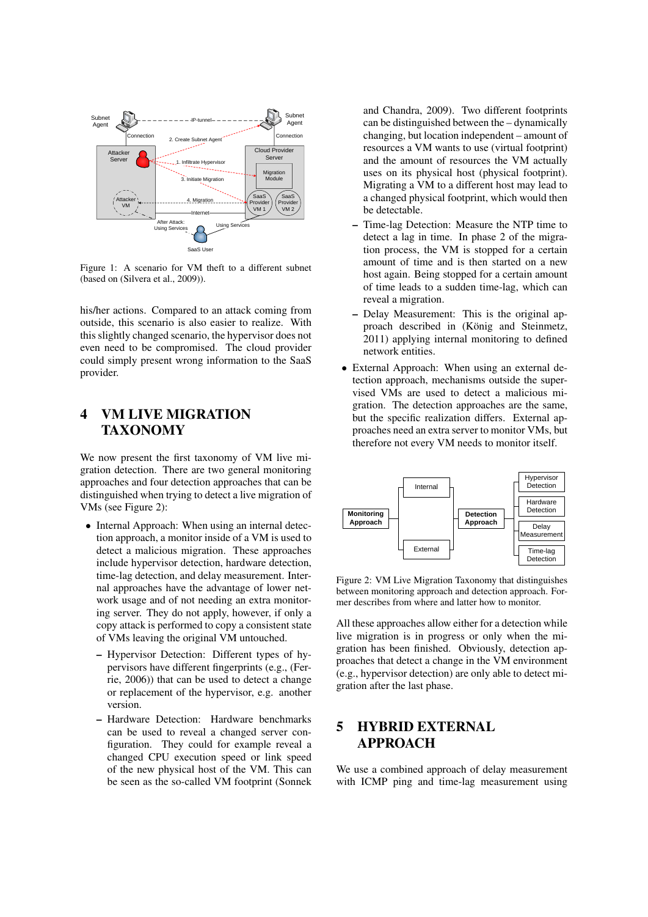Figure 1: A scenario for VM theft to a different subnet (based on (Silvera et al., 2009)).

his/her actions. Compared to an attack coming from outside, this scenario is also easier to realize. With this slightly changed scenario, the hypervisor does not even need to be compromised. The cloud provider could simply present wrong information to the SaaS provider.

## 4 VM LIVE MIGRATION TAXONOMY

We now present the first taxonomy of VM live migration detection. There are two general monitoring approaches and four detection approaches that can be distinguished when trying to detect a live migration of VMs (see Figure 2):

- Internal Approach: When using an internal detection approach, a monitor inside of a VM is used to detect a malicious migration. These approaches include hypervisor detection, hardware detection, time-lag detection, and delay measurement. Internal approaches have the advantage of lower network usage and of not needing an extra monitoring server. They do not apply, however, if only a copy attack is performed to copy a consistent state of VMs leaving the original VM untouched.
  - Hypervisor Detection: Different types of hypervisors have different fingerprints (e.g., (Ferrie, 2006)) that can be used to detect a change or replacement of the hypervisor, e.g. another version.
  - Hardware Detection: Hardware benchmarks can be used to reveal a changed server configuration. They could for example reveal a changed CPU execution speed or link speed of the new physical host of the VM. This can be seen as the so-called VM footprint (Sonnek and Chandra, 2009). Two different footprints can be distinguished between the – dynamically changing, but location independent – amount of resources a VM wants to use (virtual footprint) and the amount of resources the VM actually uses on its physical host (physical footprint). Migrating a VM to a different host may lead to a changed physical footprint, which would then be detectable.
  - Time-lag Detection: Measure the NTP time to detect a lag in time. In phase 2 of the migration process, the VM is stopped for a certain amount of time and is then started on a new host again. Being stopped for a certain amount of time leads to a sudden time-lag, which can reveal a migration.
  - Delay Measurement: This is the original approach described in (König and Steinmetz, 2011) applying internal monitoring to defined network entities.
- External Approach: When using an external detection approach, mechanisms outside the supervised VMs are used to detect a malicious migration. The detection approaches are the same, but the specific realization differs. External approaches need an extra server to monitor VMs, but therefore not every VM needs to monitor itself.

Figure 2: VM Live Migration Taxonomy that distinguishes between monitoring approach and detection approach. Former describes from where and latter how to monitor.

All these approaches allow either for a detection while live migration is in progress or only when the migration has been finished. Obviously, detection approaches that detect a change in the VM environment (e.g., hypervisor detection) are only able to detect migration after the last phase.

## 5 HYBRID EXTERNAL APPROACH

We use a combined approach of delay measurement with ICMP ping and time-lag measurement using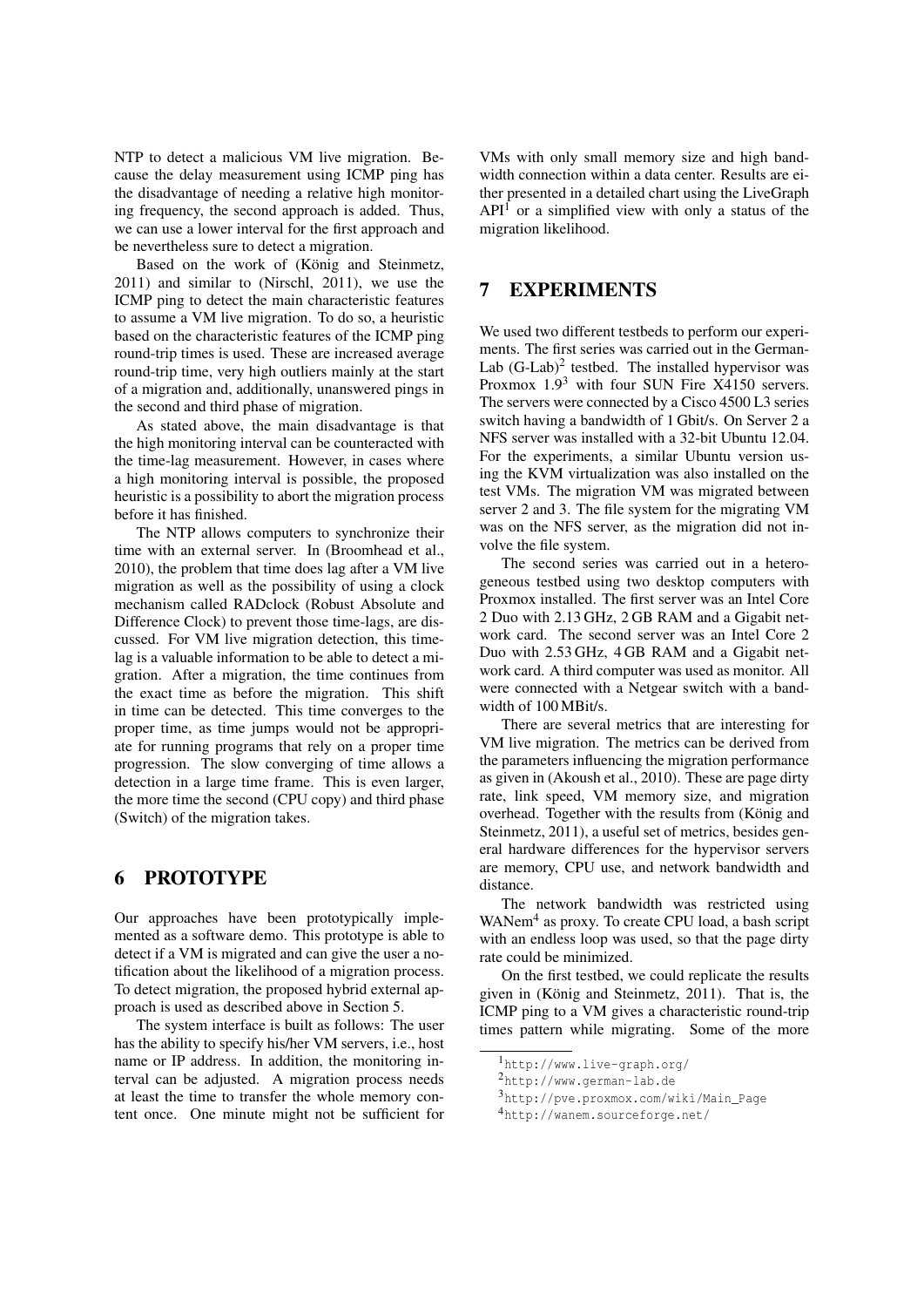NTP to detect a malicious VM live migration. Because the delay measurement using ICMP ping has the disadvantage of needing a relative high monitoring frequency, the second approach is added. Thus, we can use a lower interval for the first approach and be nevertheless sure to detect a migration.

Based on the work of (König and Steinmetz, 2011) and similar to (Nirschl, 2011), we use the ICMP ping to detect the main characteristic features to assume a VM live migration. To do so, a heuristic based on the characteristic features of the ICMP ping round-trip times is used. These are increased average round-trip time, very high outliers mainly at the start of a migration and, additionally, unanswered pings in the second and third phase of migration.

As stated above, the main disadvantage is that the high monitoring interval can be counteracted with the time-lag measurement. However, in cases where a high monitoring interval is possible, the proposed heuristic is a possibility to abort the migration process before it has finished.

The NTP allows computers to synchronize their time with an external server. In (Broomhead et al., 2010), the problem that time does lag after a VM live migration as well as the possibility of using a clock mechanism called RADclock (Robust Absolute and Difference Clock) to prevent those time-lags, are discussed. For VM live migration detection, this time-lag is a valuable information to be able to detect a migration. After a migration, the time continues from the exact time as before the migration. This shift in time can be detected. This time converges to the proper time, as time jumps would not be appropriate for running programs that rely on a proper time progression. The slow converging of time allows a detection in a large time frame. This is even larger, the more time the second (CPU copy) and third phase (Switch) of the migration takes.

## 6 PROTOTYPE

Our approaches have been prototypically implemented as a software demo. This prototype is able to detect if a VM is migrated and can give the user a notification about the likelihood of a migration process. To detect migration, the proposed hybrid external approach is used as described above in Section 5.

The system interface is built as follows: The user has the ability to specify his/her VM servers, i.e., host name or IP address. In addition, the monitoring interval can be adjusted. A migration process needs at least the time to transfer the whole memory content once. One minute might not be sufficient for VMs with only small memory size and high bandwidth connection within a data center. Results are either presented in a detailed chart using the LiveGraph API[1] or a simplified view with only a status of the migration likelihood.

## 7 EXPERIMENTS

We used two different testbeds to perform our experiments. The first series was carried out in the German-Lab (G-Lab)[2] testbed. The installed hypervisor was Proxmox 1.9[3] with four SUN Fire X4150 servers. The servers were connected by a Cisco 4500 L3 series switch having a bandwidth of 1 Gbit/s. On Server 2 a NFS server was installed with a 32-bit Ubuntu 12.04. For the experiments, a similar Ubuntu version using the KVM virtualization was also installed on the test VMs. The migration VM was migrated between server 2 and 3. The file system for the migrating VM was on the NFS server, as the migration did not involve the file system.

The second series was carried out in a heterogeneous testbed using two desktop computers with Proxmox installed. The first server was an Intel Core 2 Duo with 2.13 GHz, 2 GB RAM and a Gigabit network card. The second server was an Intel Core 2 Duo with 2.53 GHz, 4 GB RAM and a Gigabit network card. A third computer was used as monitor. All were connected with a Netgear switch with a bandwidth of 100 MBit/s.

There are several metrics that are interesting for VM live migration. The metrics can be derived from the parameters influencing the migration performance as given in (Akoush et al., 2010). These are page dirty rate, link speed, VM memory size, and migration overhead. Together with the results from (König and Steinmetz, 2011), a useful set of metrics, besides general hardware differences for the hypervisor servers are memory, CPU use, and network bandwidth and distance.

The network bandwidth was restricted using WANem[4] as proxy. To create CPU load, a bash script with an endless loop was used, so that the page dirty rate could be minimized.

On the first testbed, we could replicate the results given in (König and Steinmetz, 2011). That is, the ICMP ping to a VM gives a characteristic round-trip times pattern while migrating. Some of the more

[1] http://www.live-graph.org/

[2] http://www.german-lab.de

[3] http://pve.proxmox.com/wiki/Main_Page

[4] http://wanem.sourceforge.net/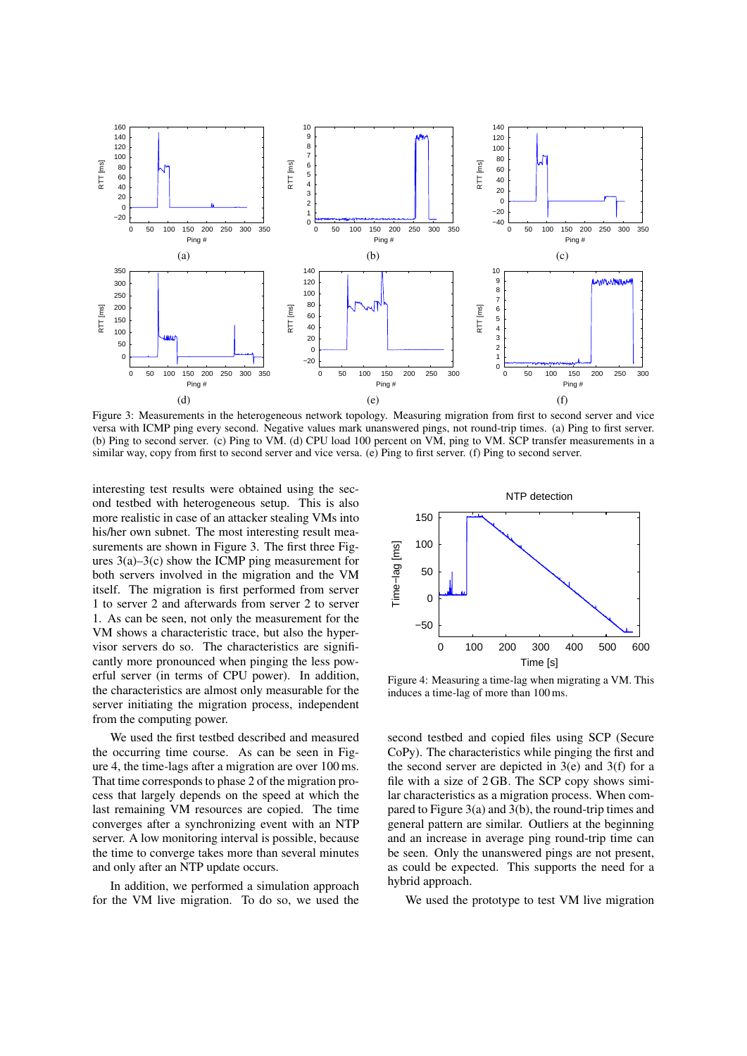Figure 3: Measurements in the heterogeneous network topology. Measuring migration from first to second server and vice versa with ICMP ping every second. Negative values mark unanswered pings, not round-trip times. (a) Ping to first server. (b) Ping to second server. (c) Ping to VM. (d) CPU load 100 percent on VM, ping to VM. SCP transfer measurements in a similar way, copy from first to second server and vice versa. (e) Ping to first server. (f) Ping to second server.

interesting test results were obtained using the second testbed with heterogeneous setup. This is also more realistic in case of an attacker stealing VMs into his/her own subnet. The most interesting result measurements are shown in Figure 3. The first three Figures 3(a)–3(c) show the ICMP ping measurement for both servers involved in the migration and the VM itself. The migration is first performed from server 1 to server 2 and afterwards from server 2 to server 1. As can be seen, not only the measurement for the VM shows a characteristic trace, but also the hypervisor servers do so. The characteristics are significantly more pronounced when pinging the less powerful server (in terms of CPU power). In addition, the characteristics are almost only measurable for the server initiating the migration process, independent from the computing power.

We used the first testbed described and measured the occurring time course. As can be seen in Figure 4, the time-lags after a migration are over 100 ms. That time corresponds to phase 2 of the migration process that largely depends on the speed at which the last remaining VM resources are copied. The time converges after a synchronizing event with an NTP server. A low monitoring interval is possible, because the time to converge takes more than several minutes and only after an NTP update occurs.

In addition, we performed a simulation approach for the VM live migration. To do so, we used the second testbed and copied files using SCP (Secure CoPy). The characteristics while pinging the first and the second server are depicted in 3(e) and 3(f) for a file with a size of 2 GB. The SCP copy shows similar characteristics as a migration process. When compared to Figure 3(a) and 3(b), the round-trip times and general pattern are similar. Outliers at the beginning and an increase in average ping round-trip time can be seen. Only the unanswered pings are not present, as could be expected. This supports the need for a hybrid approach.

Figure 4: Measuring a time-lag when migrating a VM. This induces a time-lag of more than 100 ms.

We used the prototype to test VM live migration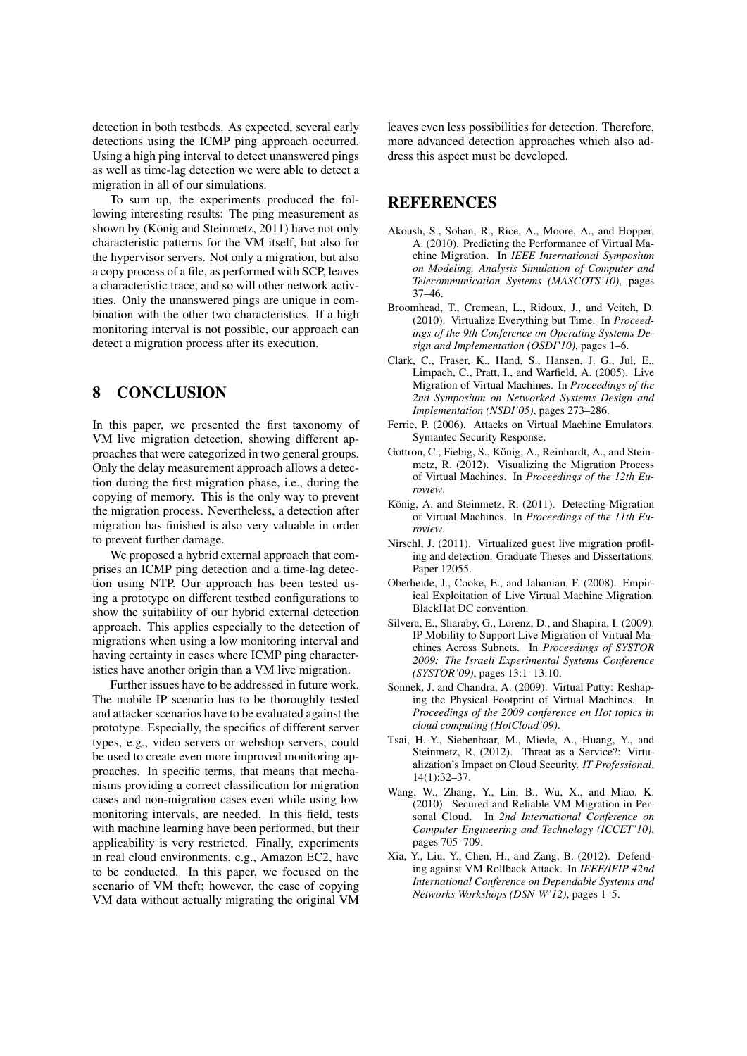detection in both testbeds. As expected, several early detections using the ICMP ping approach occurred. Using a high ping interval to detect unanswered pings as well as time-lag detection we were able to detect a migration in all of our simulations.

To sum up, the experiments produced the following interesting results: The ping measurement as shown by (König and Steinmetz, 2011) have not only characteristic patterns for the VM itself, but also for the hypervisor servers. Not only a migration, but also a copy process of a file, as performed with SCP, leaves a characteristic trace, and so will other network activities. Only the unanswered pings are unique in combination with the other two characteristics. If a high monitoring interval is not possible, our approach can detect a migration process after its execution.

## 8 CONCLUSION

In this paper, we presented the first taxonomy of VM live migration detection, showing different approaches that were categorized in two general groups. Only the delay measurement approach allows a detection during the first migration phase, i.e., during the copying of memory. This is the only way to prevent the migration process. Nevertheless, a detection after migration has finished is also very valuable in order to prevent further damage.

We proposed a hybrid external approach that comprises an ICMP ping detection and a time-lag detection using NTP. Our approach has been tested using a prototype on different testbed configurations to show the suitability of our hybrid external detection approach. This applies especially to the detection of migrations when using a low monitoring interval and having certainty in cases where ICMP ping characteristics have another origin than a VM live migration.

Further issues have to be addressed in future work. The mobile IP scenario has to be thoroughly tested and attacker scenarios have to be evaluated against the prototype. Especially, the specifics of different server types, e.g., video servers or webshop servers, could be used to create even more improved monitoring approaches. In specific terms, that means that mechanisms providing a correct classification for migration cases and non-migration cases even while using low monitoring intervals, are needed. In this field, tests with machine learning have been performed, but their applicability is very restricted. Finally, experiments in real cloud environments, e.g., Amazon EC2, have to be conducted. In this paper, we focused on the scenario of VM theft; however, the case of copying VM data without actually migrating the original VM leaves even less possibilities for detection. Therefore, more advanced detection approaches which also address this aspect must be developed.

## REFERENCES

Akoush, S., Sohan, R., Rice, A., Moore, A., and Hopper, A. (2010). Predicting the Performance of Virtual Machine Migration. In *IEEE International Symposium on Modeling, Analysis Simulation of Computer and Telecommunication Systems (MASCOTS'10)*, pages 37–46.

Broomhead, T., Cremean, L., Ridoux, J., and Veitch, D. (2010). Virtualize Everything but Time. In *Proceedings of the 9th Conference on Operating Systems Design and Implementation (OSDI'10)*, pages 1–6.

Clark, C., Fraser, K., Hand, S., Hansen, J. G., Jul, E., Limpach, C., Pratt, I., and Warfield, A. (2005). Live Migration of Virtual Machines. In *Proceedings of the 2nd Symposium on Networked Systems Design and Implementation (NSDI'05)*, pages 273–286.

Ferrie, P. (2006). Attacks on Virtual Machine Emulators. Symantec Security Response.

Gottron, C., Fiebig, S., König, A., Reinhardt, A., and Steinmetz, R. (2012). Visualizing the Migration Process of Virtual Machines. In *Proceedings of the 12th Euroview*.

König, A. and Steinmetz, R. (2011). Detecting Migration of Virtual Machines. In *Proceedings of the 11th Euroview*.

Nirschl, J. (2011). Virtualized guest live migration profiling and detection. Graduate Theses and Dissertations. Paper 12055.

Oberheide, J., Cooke, E., and Jahanian, F. (2008). Empirical Exploitation of Live Virtual Machine Migration. BlackHat DC convention.

Silvera, E., Sharaby, G., Lorenz, D., and Shapira, I. (2009). IP Mobility to Support Live Migration of Virtual Machines Across Subnets. In *Proceedings of SYSTOR 2009: The Israeli Experimental Systems Conference (SYSTOR'09)*, pages 13:1–13:10.

Sonnek, J. and Chandra, A. (2009). Virtual Putty: Reshaping the Physical Footprint of Virtual Machines. In *Proceedings of the 2009 conference on Hot topics in cloud computing (HotCloud'09)*.

Tsai, H.-Y., Siebenhaar, M., Miede, A., Huang, Y., and Steinmetz, R. (2012). Threat as a Service?: Virtualization's Impact on Cloud Security. *IT Professional*, 14(1):32–37.

Wang, W., Zhang, Y., Lin, B., Wu, X., and Miao, K. (2010). Secured and Reliable VM Migration in Personal Cloud. In *2nd International Conference on Computer Engineering and Technology (ICCET'10)*, pages 705–709.

Xia, Y., Liu, Y., Chen, H., and Zang, B. (2012). Defending against VM Rollback Attack. In *IEEE/IFIP 42nd International Conference on Dependable Systems and Networks Workshops (DSN-W'12)*, pages 1–5.